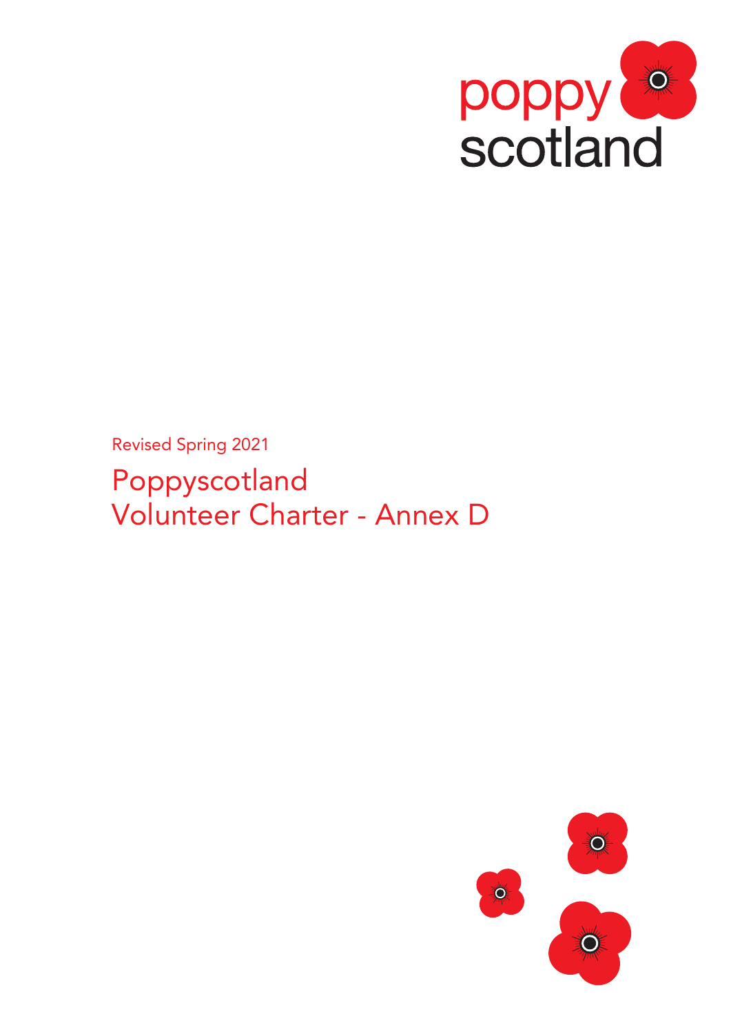poppy scotland

Revised Spring 2021

# Poppyscotland Volunteer Charter - Annex D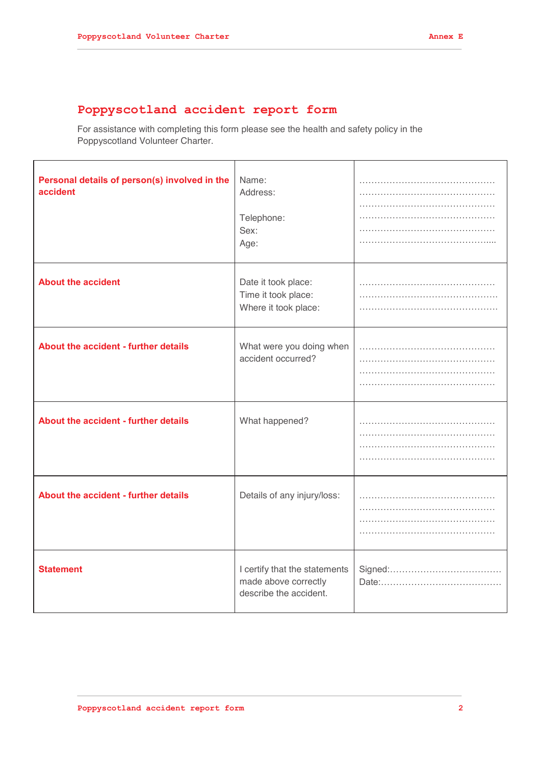# Poppyscotland accident report form

For assistance with completing this form please see the health and safety policy in the Poppyscotland Volunteer Charter.

| | | |
|---|---|---|
| **Personal details of person(s) involved in the accident** | Name:<br>Address:<br><br>Telephone:<br>Sex:<br>Age: | ……………………………………<br>……………………………………<br>……………………………………<br>……………………………………<br>……………………………………<br>……………………………………. |
| **About the accident** | Date it took place:<br>Time it took place:<br>Where it took place: | ……………………………………<br>……………………………………<br>…………………………………… |
| **About the accident - further details** | What were you doing when accident occurred? | ……………………………………<br>……………………………………<br>……………………………………<br>…………………………………… |
| **About the accident - further details** | What happened? | ……………………………………<br>……………………………………<br>……………………………………<br>…………………………………… |
| **About the accident - further details** | Details of any injury/loss: | ……………………………………<br>……………………………………<br>……………………………………<br>…………………………………… |
| **Statement** | I certify that the statements made above correctly describe the accident. | Signed:………………………………<br>Date:………………………………… |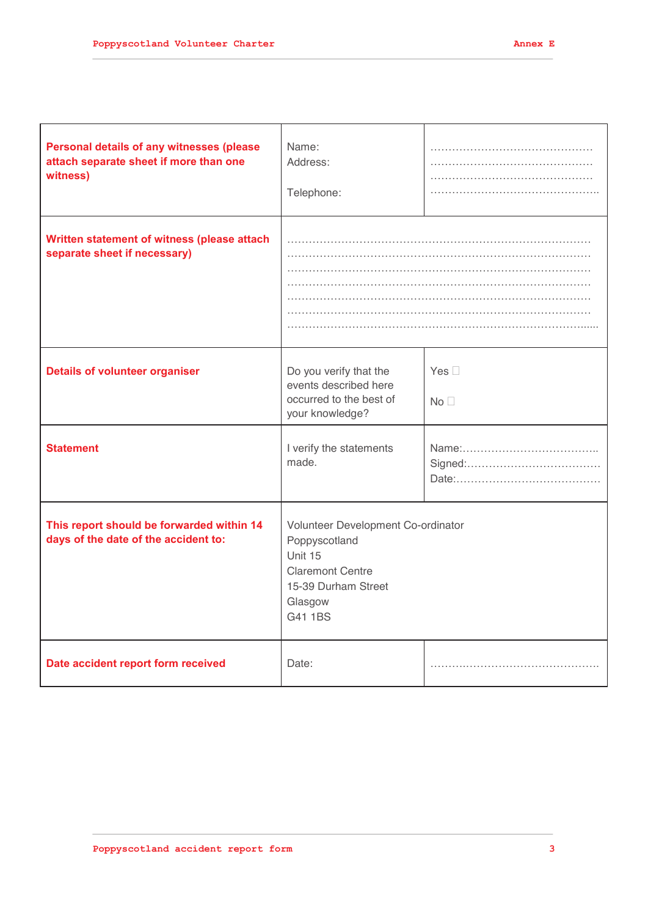| | | |
|---|---|---|
| **Personal details of any witnesses (please attach separate sheet if more than one witness)** | Name:<br>Address:<br><br>Telephone: | ………………………………………<br>………………………………………<br>………………………………………<br>……………………………………….. |
| **Written statement of witness (please attach separate sheet if necessary)** | ……………………………………………………………………………<br>……………………………………………………………………………<br>……………………………………………………………………………<br>……………………………………………………………………………<br>……………………………………………………………………………<br>……………………………………………………………………………<br>…………………………………………………………………………..... | |
| **Details of volunteer organiser** | Do you verify that the events described here occurred to the best of your knowledge? | Yes ☐<br><br>No ☐ |
| **Statement** | I verify the statements made. | Name:………………………………..<br>Signed:………………………………<br>Date:………………………………… |
| **This report should be forwarded within 14 days of the date of the accident to:** | Volunteer Development Co-ordinator<br>Poppyscotland<br>Unit 15<br>Claremont Centre<br>15-39 Durham Street<br>Glasgow<br>G41 1BS | |
| **Date accident report form received** | Date: | ………………………………………. |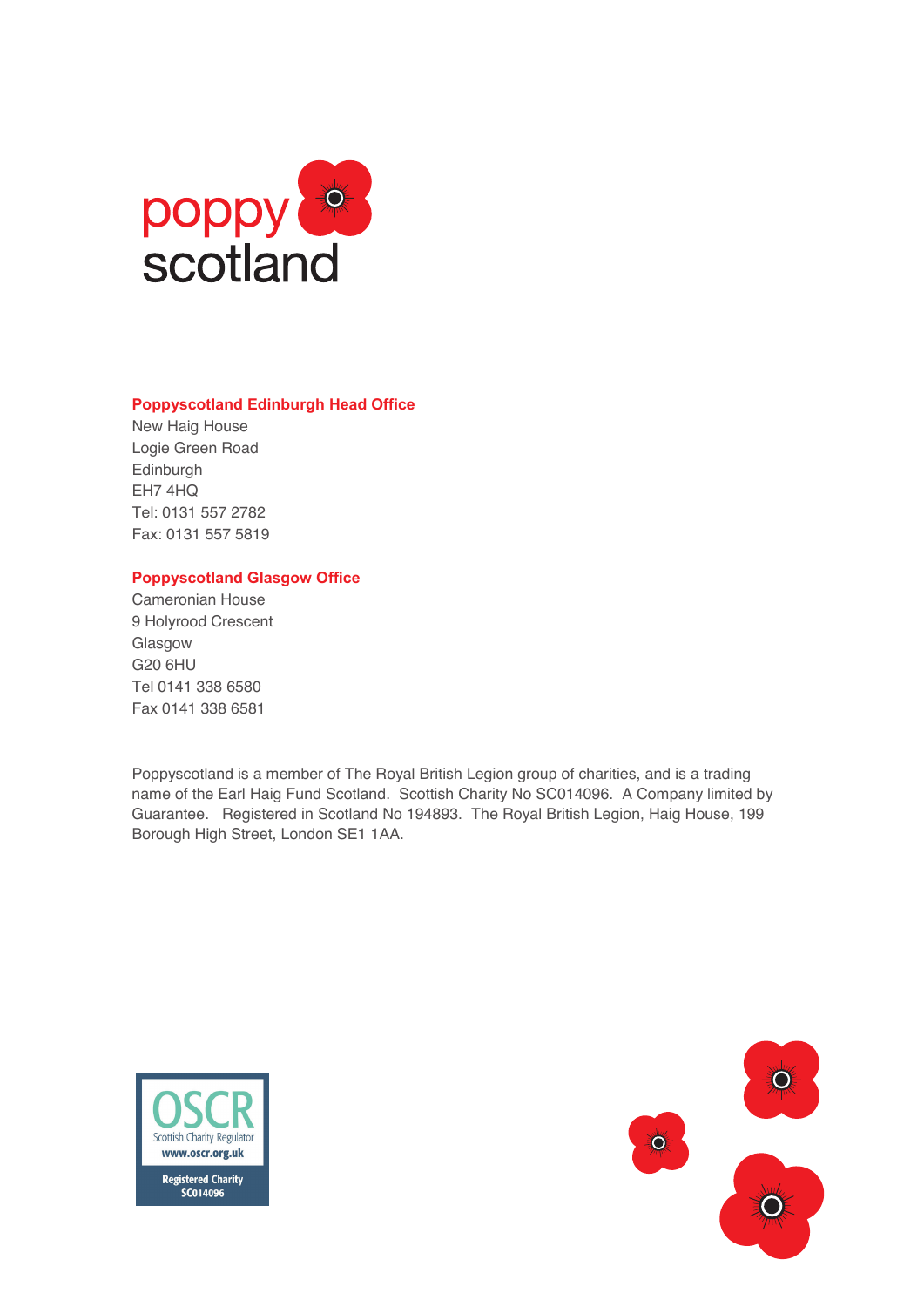poppy scotland

**Poppyscotland Edinburgh Head Office**
New Haig House
Logie Green Road
Edinburgh
EH7 4HQ
Tel: 0131 557 2782
Fax: 0131 557 5819

**Poppyscotland Glasgow Office**
Cameronian House
9 Holyrood Crescent
Glasgow
G20 6HU
Tel 0141 338 6580
Fax 0141 338 6581

Poppyscotland is a member of The Royal British Legion group of charities, and is a trading name of the Earl Haig Fund Scotland. Scottish Charity No SC014096. A Company limited by Guarantee. Registered in Scotland No 194893. The Royal British Legion, Haig House, 199 Borough High Street, London SE1 1AA.

OSCR
Scottish Charity Regulator
www.oscr.org.uk
Registered Charity
SC014096